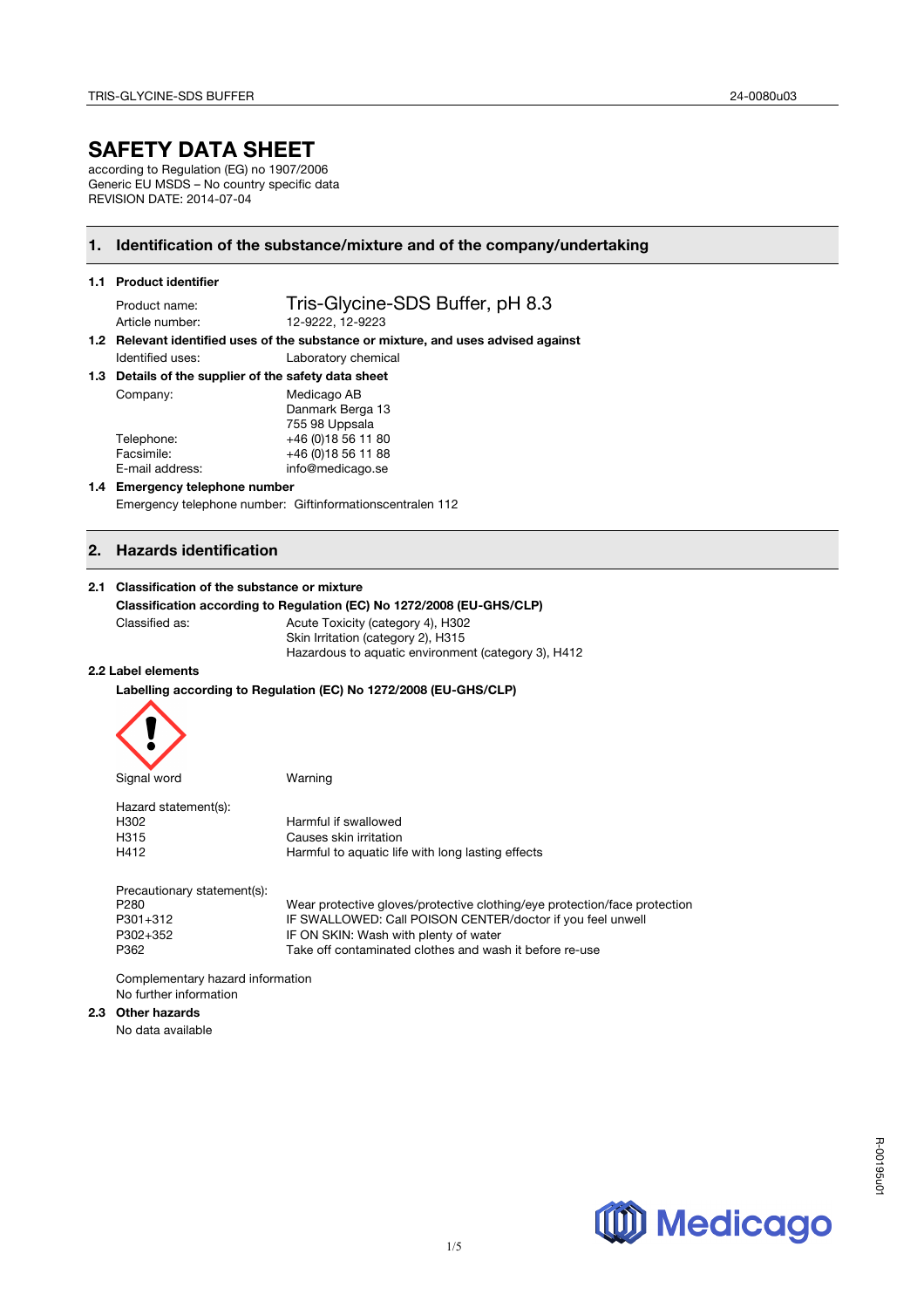# SAFETY DATA SHEET

according to Regulation (EG) no 1907/2006
Generic EU MSDS – No country specific data
REVISION DATE: 2014-07-04

## 1. Identification of the substance/mixture and of the company/undertaking

### 1.1 Product identifier

| | |
|---|---|
| Product name: | Tris-Glycine-SDS Buffer, pH 8.3 |
| Article number: | 12-9222, 12-9223 |

### 1.2 Relevant identified uses of the substance or mixture, and uses advised against

| | |
|---|---|
| Identified uses: | Laboratory chemical |

### 1.3 Details of the supplier of the safety data sheet

| | |
|---|---|
| Company: | Medicago AB<br>Danmark Berga 13<br>755 98 Uppsala |
| Telephone: | +46 (0)18 56 11 80 |
| Facsimile: | +46 (0)18 56 11 88 |
| E-mail address: | info@medicago.se |

### 1.4 Emergency telephone number

Emergency telephone number: Giftinformationscentralen 112

## 2. Hazards identification

### 2.1 Classification of the substance or mixture

**Classification according to Regulation (EC) No 1272/2008 (EU-GHS/CLP)**

Classified as:
- Acute Toxicity (category 4), H302
- Skin Irritation (category 2), H315
- Hazardous to aquatic environment (category 3), H412

### 2.2 Label elements

**Labelling according to Regulation (EC) No 1272/2008 (EU-GHS/CLP)**

Signal word: Warning

Hazard statement(s):

| | |
|---|---|
| H302 | Harmful if swallowed |
| H315 | Causes skin irritation |
| H412 | Harmful to aquatic life with long lasting effects |

Precautionary statement(s):

| | |
|---|---|
| P280 | Wear protective gloves/protective clothing/eye protection/face protection |
| P301+312 | IF SWALLOWED: Call POISON CENTER/doctor if you feel unwell |
| P302+352 | IF ON SKIN: Wash with plenty of water |
| P362 | Take off contaminated clothes and wash it before re-use |

Complementary hazard information
No further information

### 2.3 Other hazards

No data available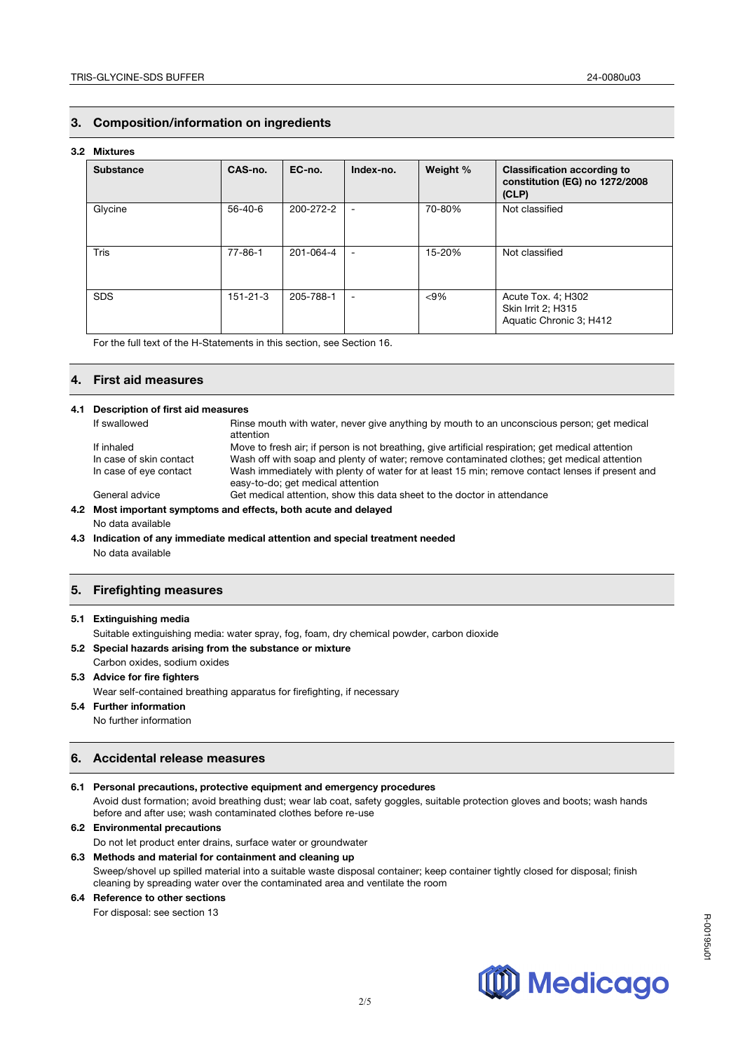## 3. Composition/information on ingredients

### 3.2 Mixtures

| Substance | CAS-no. | EC-no. | Index-no. | Weight % | Classification according to constitution (EG) no 1272/2008 (CLP) |
|---|---|---|---|---|---|
| Glycine | 56-40-6 | 200-272-2 | - | 70-80% | Not classified |
| Tris | 77-86-1 | 201-064-4 | - | 15-20% | Not classified |
| SDS | 151-21-3 | 205-788-1 | - | <9% | Acute Tox. 4; H302<br>Skin Irrit 2; H315<br>Aquatic Chronic 3; H412 |

For the full text of the H-Statements in this section, see Section 16.

## 4. First aid measures

### 4.1 Description of first aid measures

| | |
|---|---|
| If swallowed | Rinse mouth with water, never give anything by mouth to an unconscious person; get medical attention |
| If inhaled | Move to fresh air; if person is not breathing, give artificial respiration; get medical attention |
| In case of skin contact | Wash off with soap and plenty of water; remove contaminated clothes; get medical attention |
| In case of eye contact | Wash immediately with plenty of water for at least 15 min; remove contact lenses if present and easy-to-do; get medical attention |
| General advice | Get medical attention, show this data sheet to the doctor in attendance |

### 4.2 Most important symptoms and effects, both acute and delayed

No data available

### 4.3 Indication of any immediate medical attention and special treatment needed

No data available

## 5. Firefighting measures

### 5.1 Extinguishing media

Suitable extinguishing media: water spray, fog, foam, dry chemical powder, carbon dioxide

### 5.2 Special hazards arising from the substance or mixture

Carbon oxides, sodium oxides

### 5.3 Advice for fire fighters

Wear self-contained breathing apparatus for firefighting, if necessary

### 5.4 Further information

No further information

## 6. Accidental release measures

### 6.1 Personal precautions, protective equipment and emergency procedures

Avoid dust formation; avoid breathing dust; wear lab coat, safety goggles, suitable protection gloves and boots; wash hands before and after use; wash contaminated clothes before re-use

### 6.2 Environmental precautions

Do not let product enter drains, surface water or groundwater

### 6.3 Methods and material for containment and cleaning up

Sweep/shovel up spilled material into a suitable waste disposal container; keep container tightly closed for disposal; finish cleaning by spreading water over the contaminated area and ventilate the room

### 6.4 Reference to other sections

For disposal: see section 13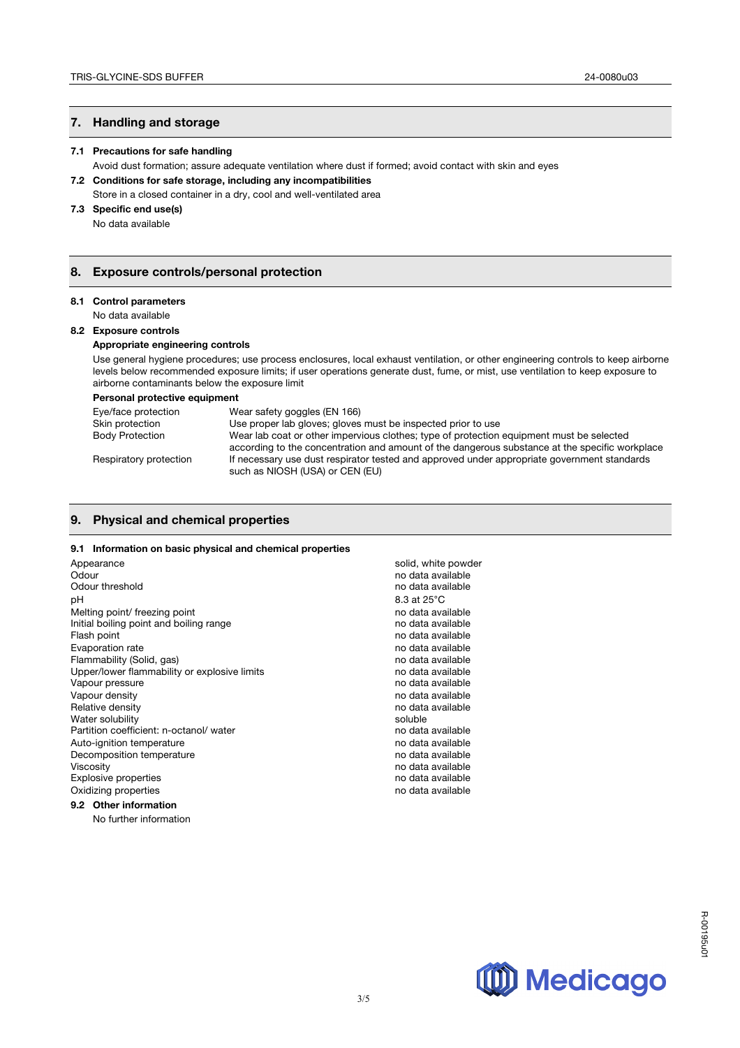## 7. Handling and storage

### 7.1 Precautions for safe handling

Avoid dust formation; assure adequate ventilation where dust if formed; avoid contact with skin and eyes

### 7.2 Conditions for safe storage, including any incompatibilities

Store in a closed container in a dry, cool and well-ventilated area

### 7.3 Specific end use(s)

No data available

## 8. Exposure controls/personal protection

### 8.1 Control parameters

No data available

### 8.2 Exposure controls

**Appropriate engineering controls**

Use general hygiene procedures; use process enclosures, local exhaust ventilation, or other engineering controls to keep airborne levels below recommended exposure limits; if user operations generate dust, fume, or mist, use ventilation to keep exposure to airborne contaminants below the exposure limit

**Personal protective equipment**

| | |
|---|---|
| Eye/face protection | Wear safety goggles (EN 166) |
| Skin protection | Use proper lab gloves; gloves must be inspected prior to use |
| Body Protection | Wear lab coat or other impervious clothes; type of protection equipment must be selected according to the concentration and amount of the dangerous substance at the specific workplace |
| Respiratory protection | If necessary use dust respirator tested and approved under appropriate government standards such as NIOSH (USA) or CEN (EU) |

## 9. Physical and chemical properties

### 9.1 Information on basic physical and chemical properties

| | |
|---|---|
| Appearance | solid, white powder |
| Odour | no data available |
| Odour threshold | no data available |
| pH | 8.3 at 25°C |
| Melting point/ freezing point | no data available |
| Initial boiling point and boiling range | no data available |
| Flash point | no data available |
| Evaporation rate | no data available |
| Flammability (Solid, gas) | no data available |
| Upper/lower flammability or explosive limits | no data available |
| Vapour pressure | no data available |
| Vapour density | no data available |
| Relative density | no data available |
| Water solubility | soluble |
| Partition coefficient: n-octanol/ water | no data available |
| Auto-ignition temperature | no data available |
| Decomposition temperature | no data available |
| Viscosity | no data available |
| Explosive properties | no data available |
| Oxidizing properties | no data available |

### 9.2 Other information

No further information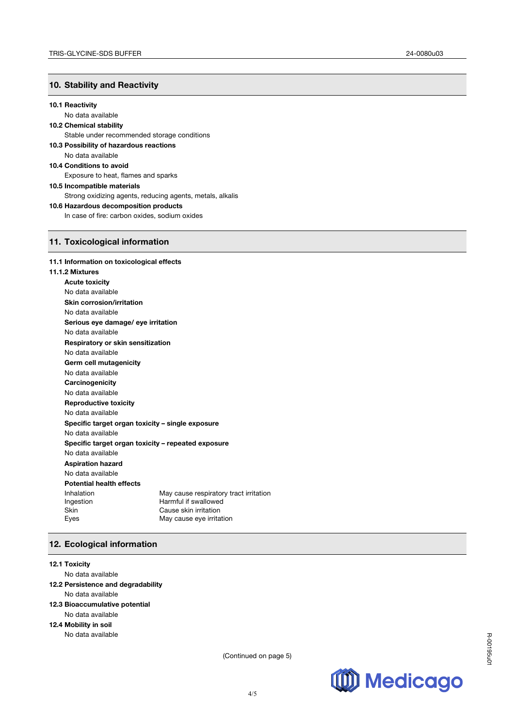## 10. Stability and Reactivity

**10.1 Reactivity**

No data available

**10.2 Chemical stability**

Stable under recommended storage conditions

**10.3 Possibility of hazardous reactions**

No data available

**10.4 Conditions to avoid**

Exposure to heat, flames and sparks

**10.5 Incompatible materials**

Strong oxidizing agents, reducing agents, metals, alkalis

**10.6 Hazardous decomposition products**

In case of fire: carbon oxides, sodium oxides

## 11. Toxicological information

**11.1 Information on toxicological effects**

**11.1.2 Mixtures**

**Acute toxicity**

No data available

**Skin corrosion/irritation**

No data available

**Serious eye damage/ eye irritation**

No data available

**Respiratory or skin sensitization**

No data available

**Germ cell mutagenicity**

No data available

**Carcinogenicity**

No data available

**Reproductive toxicity**

No data available

**Specific target organ toxicity – single exposure**

No data available

**Specific target organ toxicity – repeated exposure**

No data available

**Aspiration hazard**

No data available

**Potential health effects**

| | |
|---|---|
| Inhalation | May cause respiratory tract irritation |
| Ingestion | Harmful if swallowed |
| Skin | Cause skin irritation |
| Eyes | May cause eye irritation |

## 12. Ecological information

**12.1 Toxicity**

No data available

**12.2 Persistence and degradability**

No data available

**12.3 Bioaccumulative potential**

No data available

**12.4 Mobility in soil**

No data available

(Continued on page 5)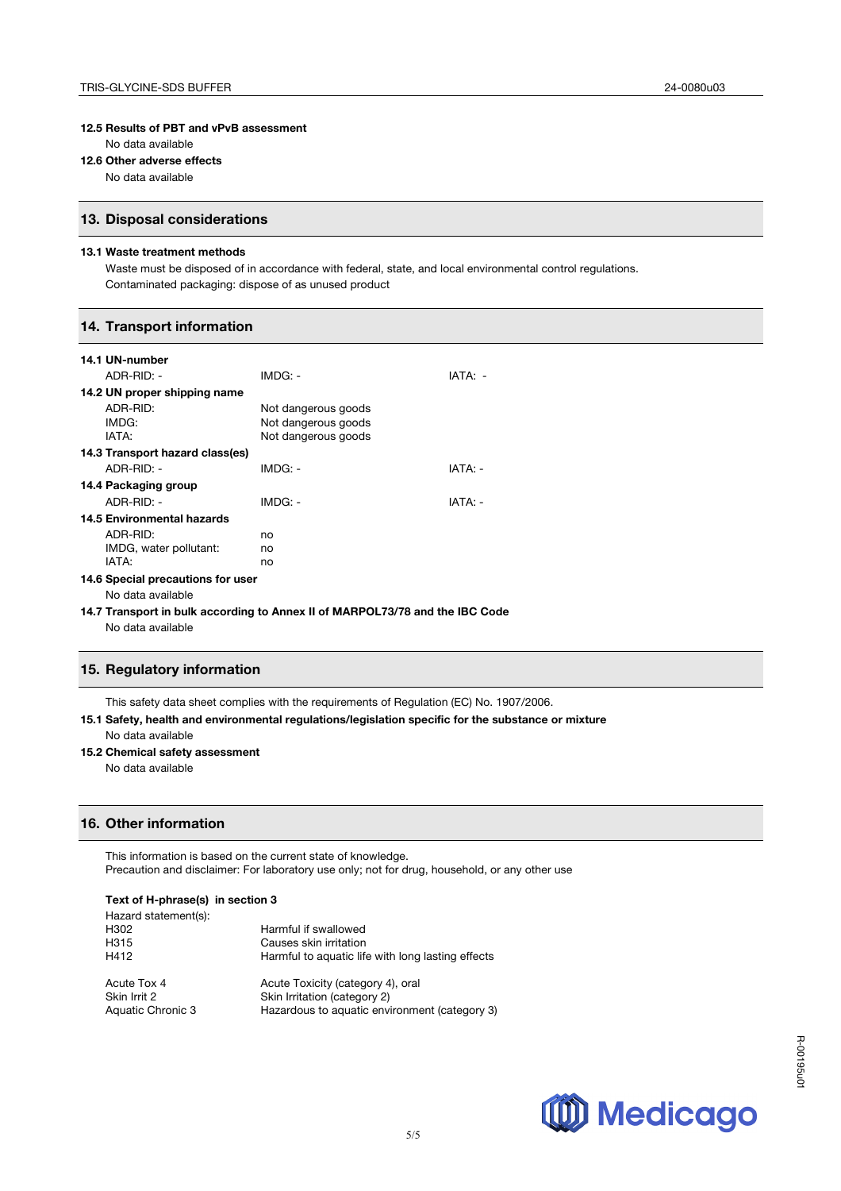### 12.5 Results of PBT and vPvB assessment

No data available

### 12.6 Other adverse effects

No data available

## 13. Disposal considerations

### 13.1 Waste treatment methods

Waste must be disposed of in accordance with federal, state, and local environmental control regulations.
Contaminated packaging: dispose of as unused product

## 14. Transport information

### 14.1 UN-number

| | | |
|---|---|---|
| ADR-RID: - | IMDG: - | IATA: - |

### 14.2 UN proper shipping name

| | |
|---|---|
| ADR-RID: | Not dangerous goods |
| IMDG: | Not dangerous goods |
| IATA: | Not dangerous goods |

### 14.3 Transport hazard class(es)

| | | |
|---|---|---|
| ADR-RID: - | IMDG: - | IATA: - |

### 14.4 Packaging group

| | | |
|---|---|---|
| ADR-RID: - | IMDG: - | IATA: - |

### 14.5 Environmental hazards

| | |
|---|---|
| ADR-RID: | no |
| IMDG, water pollutant: | no |
| IATA: | no |

### 14.6 Special precautions for user

No data available

### 14.7 Transport in bulk according to Annex II of MARPOL73/78 and the IBC Code

No data available

## 15. Regulatory information

This safety data sheet complies with the requirements of Regulation (EC) No. 1907/2006.

### 15.1 Safety, health and environmental regulations/legislation specific for the substance or mixture

No data available

### 15.2 Chemical safety assessment

No data available

## 16. Other information

This information is based on the current state of knowledge.
Precaution and disclaimer: For laboratory use only; not for drug, household, or any other use

**Text of H-phrase(s) in section 3**

Hazard statement(s):

| | |
|---|---|
| H302 | Harmful if swallowed |
| H315 | Causes skin irritation |
| H412 | Harmful to aquatic life with long lasting effects |
| Acute Tox 4 | Acute Toxicity (category 4), oral |
| Skin Irrit 2 | Skin Irritation (category 2) |
| Aquatic Chronic 3 | Hazardous to aquatic environment (category 3) |